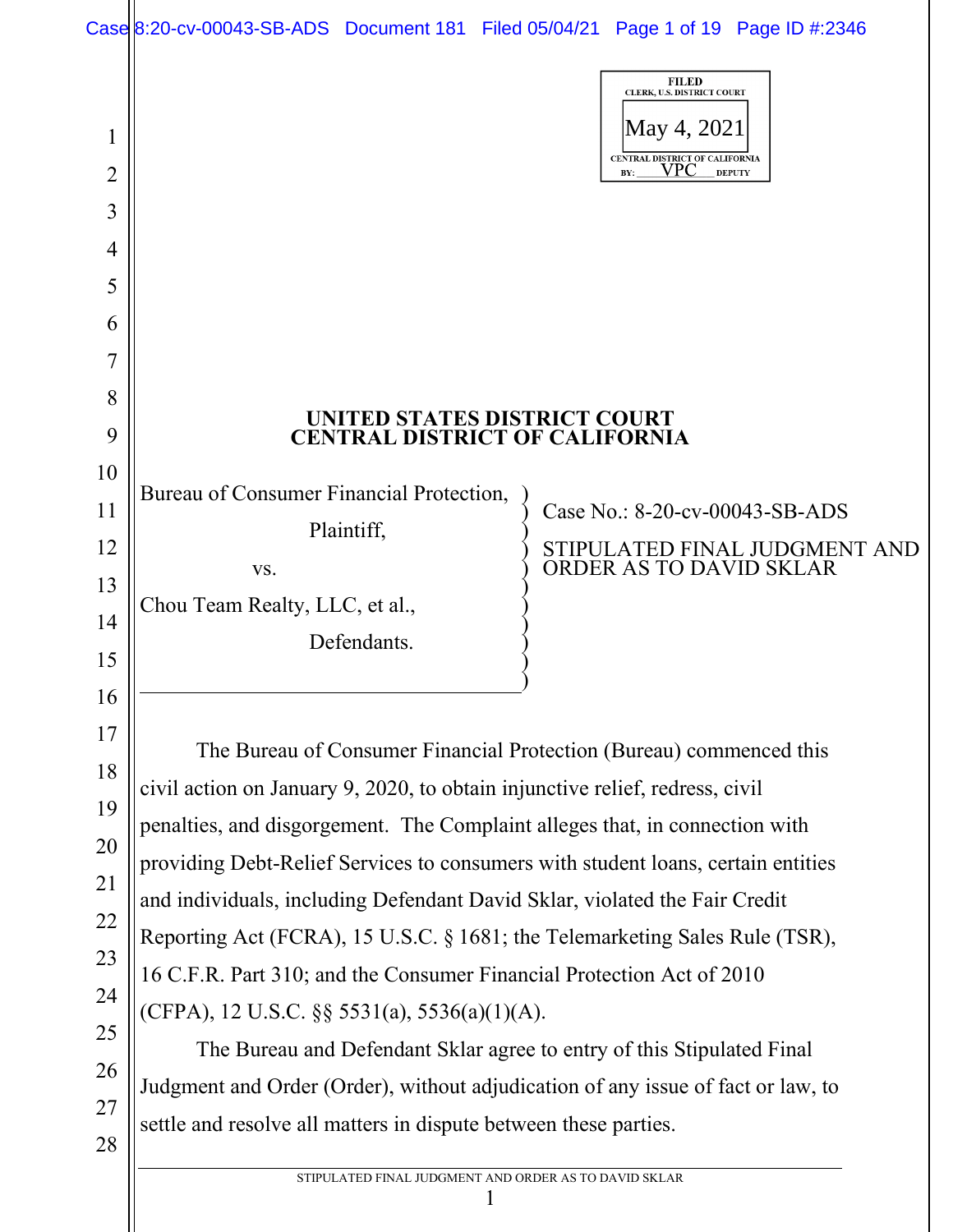FILED
CLERK, U.S. DISTRICT COURT
May 4, 2021
CENTRAL DISTRICT OF CALIFORNIA
BY: VPC DEPUTY

# UNITED STATES DISTRICT COURT
# CENTRAL DISTRICT OF CALIFORNIA

Bureau of Consumer Financial Protection,
Plaintiff,
vs.
Chou Team Realty, LLC, et al.,
Defendants.

Case No.: 8-20-cv-00043-SB-ADS

STIPULATED FINAL JUDGMENT AND ORDER AS TO DAVID SKLAR

The Bureau of Consumer Financial Protection (Bureau) commenced this civil action on January 9, 2020, to obtain injunctive relief, redress, civil penalties, and disgorgement. The Complaint alleges that, in connection with providing Debt-Relief Services to consumers with student loans, certain entities and individuals, including Defendant David Sklar, violated the Fair Credit Reporting Act (FCRA), 15 U.S.C. § 1681; the Telemarketing Sales Rule (TSR), 16 C.F.R. Part 310; and the Consumer Financial Protection Act of 2010 (CFPA), 12 U.S.C. §§ 5531(a), 5536(a)(1)(A).

The Bureau and Defendant Sklar agree to entry of this Stipulated Final Judgment and Order (Order), without adjudication of any issue of fact or law, to settle and resolve all matters in dispute between these parties.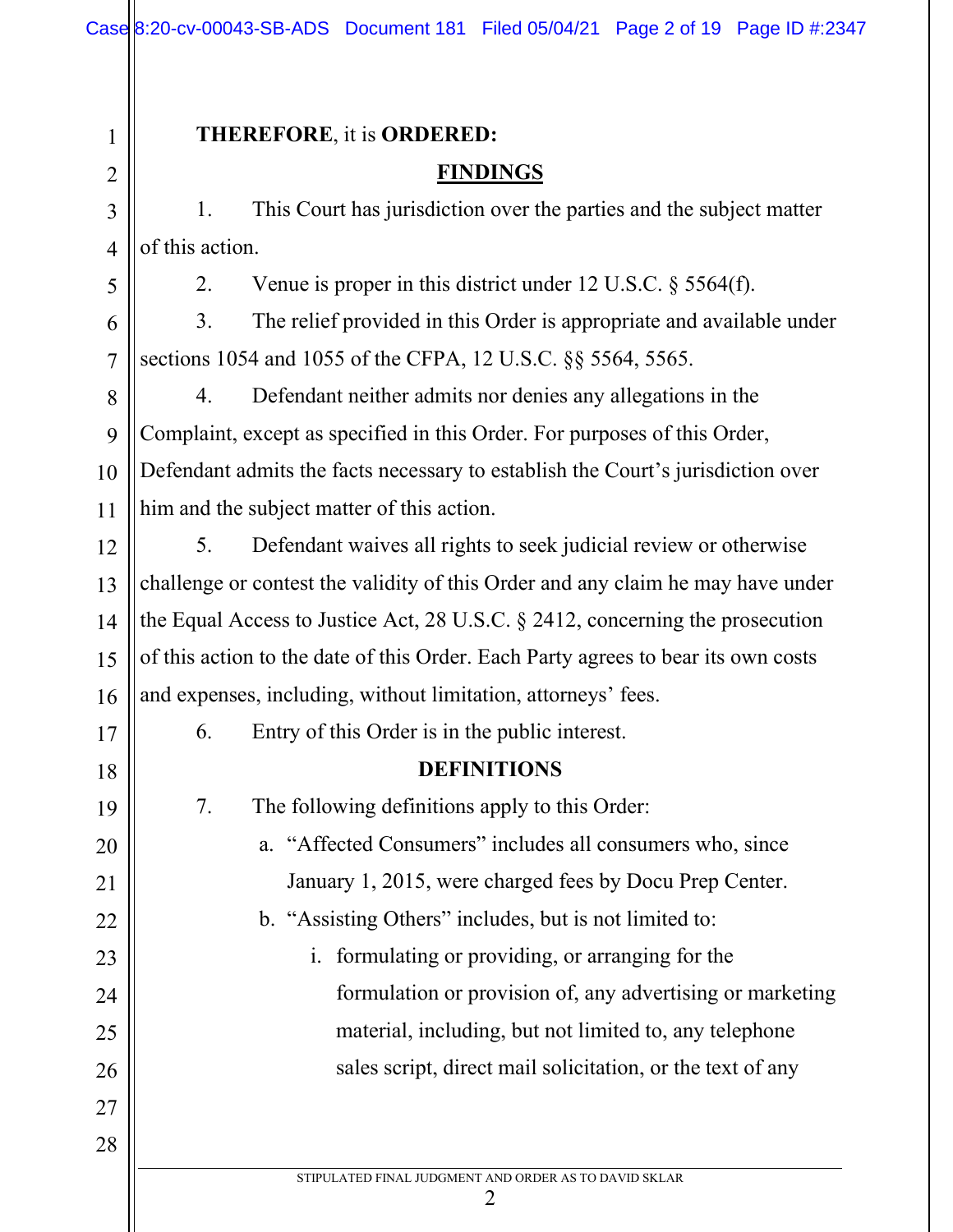**THEREFORE**, it is **ORDERED:**

## FINDINGS

1. This Court has jurisdiction over the parties and the subject matter of this action.

2. Venue is proper in this district under 12 U.S.C. § 5564(f).

3. The relief provided in this Order is appropriate and available under sections 1054 and 1055 of the CFPA, 12 U.S.C. §§ 5564, 5565.

4. Defendant neither admits nor denies any allegations in the Complaint, except as specified in this Order. For purposes of this Order, Defendant admits the facts necessary to establish the Court's jurisdiction over him and the subject matter of this action.

5. Defendant waives all rights to seek judicial review or otherwise challenge or contest the validity of this Order and any claim he may have under the Equal Access to Justice Act, 28 U.S.C. § 2412, concerning the prosecution of this action to the date of this Order. Each Party agrees to bear its own costs and expenses, including, without limitation, attorneys' fees.

6. Entry of this Order is in the public interest.

## DEFINITIONS

7. The following definitions apply to this Order:

   a. "Affected Consumers" includes all consumers who, since January 1, 2015, were charged fees by Docu Prep Center.

   b. "Assisting Others" includes, but is not limited to:

      i. formulating or providing, or arranging for the formulation or provision of, any advertising or marketing material, including, but not limited to, any telephone sales script, direct mail solicitation, or the text of any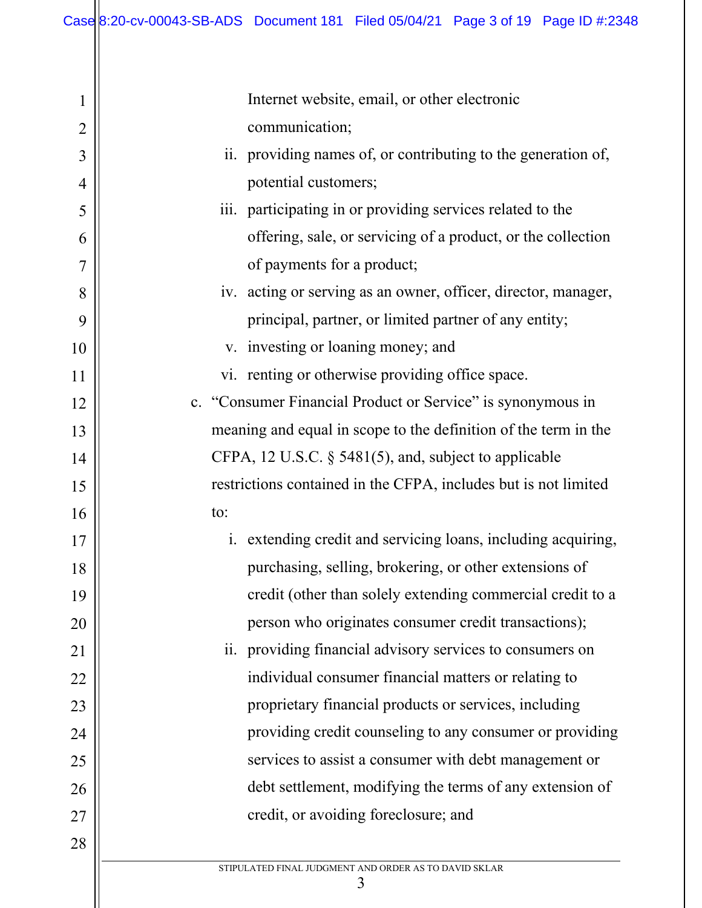Internet website, email, or other electronic communication;

   ii. providing names of, or contributing to the generation of, potential customers;

   iii. participating in or providing services related to the offering, sale, or servicing of a product, or the collection of payments for a product;

   iv. acting or serving as an owner, officer, director, manager, principal, partner, or limited partner of any entity;

   v. investing or loaning money; and

   vi. renting or otherwise providing office space.

c. "Consumer Financial Product or Service" is synonymous in meaning and equal in scope to the definition of the term in the CFPA, 12 U.S.C. § 5481(5), and, subject to applicable restrictions contained in the CFPA, includes but is not limited to:

   i. extending credit and servicing loans, including acquiring, purchasing, selling, brokering, or other extensions of credit (other than solely extending commercial credit to a person who originates consumer credit transactions);

   ii. providing financial advisory services to consumers on individual consumer financial matters or relating to proprietary financial products or services, including providing credit counseling to any consumer or providing services to assist a consumer with debt management or debt settlement, modifying the terms of any extension of credit, or avoiding foreclosure; and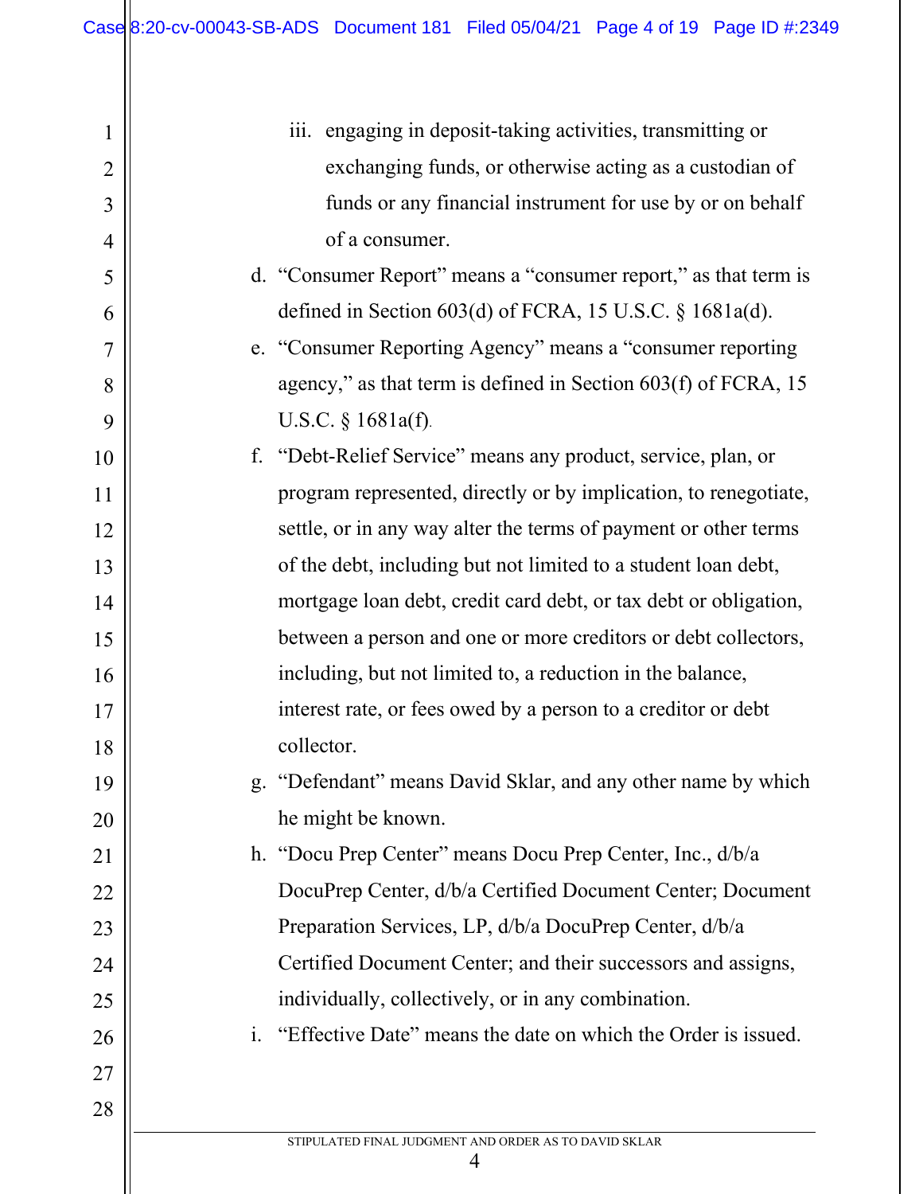iii. engaging in deposit-taking activities, transmitting or exchanging funds, or otherwise acting as a custodian of funds or any financial instrument for use by or on behalf of a consumer.

d. "Consumer Report" means a "consumer report," as that term is defined in Section 603(d) of FCRA, 15 U.S.C. § 1681a(d).

e. "Consumer Reporting Agency" means a "consumer reporting agency," as that term is defined in Section 603(f) of FCRA, 15 U.S.C. § 1681a(f).

f. "Debt-Relief Service" means any product, service, plan, or program represented, directly or by implication, to renegotiate, settle, or in any way alter the terms of payment or other terms of the debt, including but not limited to a student loan debt, mortgage loan debt, credit card debt, or tax debt or obligation, between a person and one or more creditors or debt collectors, including, but not limited to, a reduction in the balance, interest rate, or fees owed by a person to a creditor or debt collector.

g. "Defendant" means David Sklar, and any other name by which he might be known.

h. "Docu Prep Center" means Docu Prep Center, Inc., d/b/a DocuPrep Center, d/b/a Certified Document Center; Document Preparation Services, LP, d/b/a DocuPrep Center, d/b/a Certified Document Center; and their successors and assigns, individually, collectively, or in any combination.

i. "Effective Date" means the date on which the Order is issued.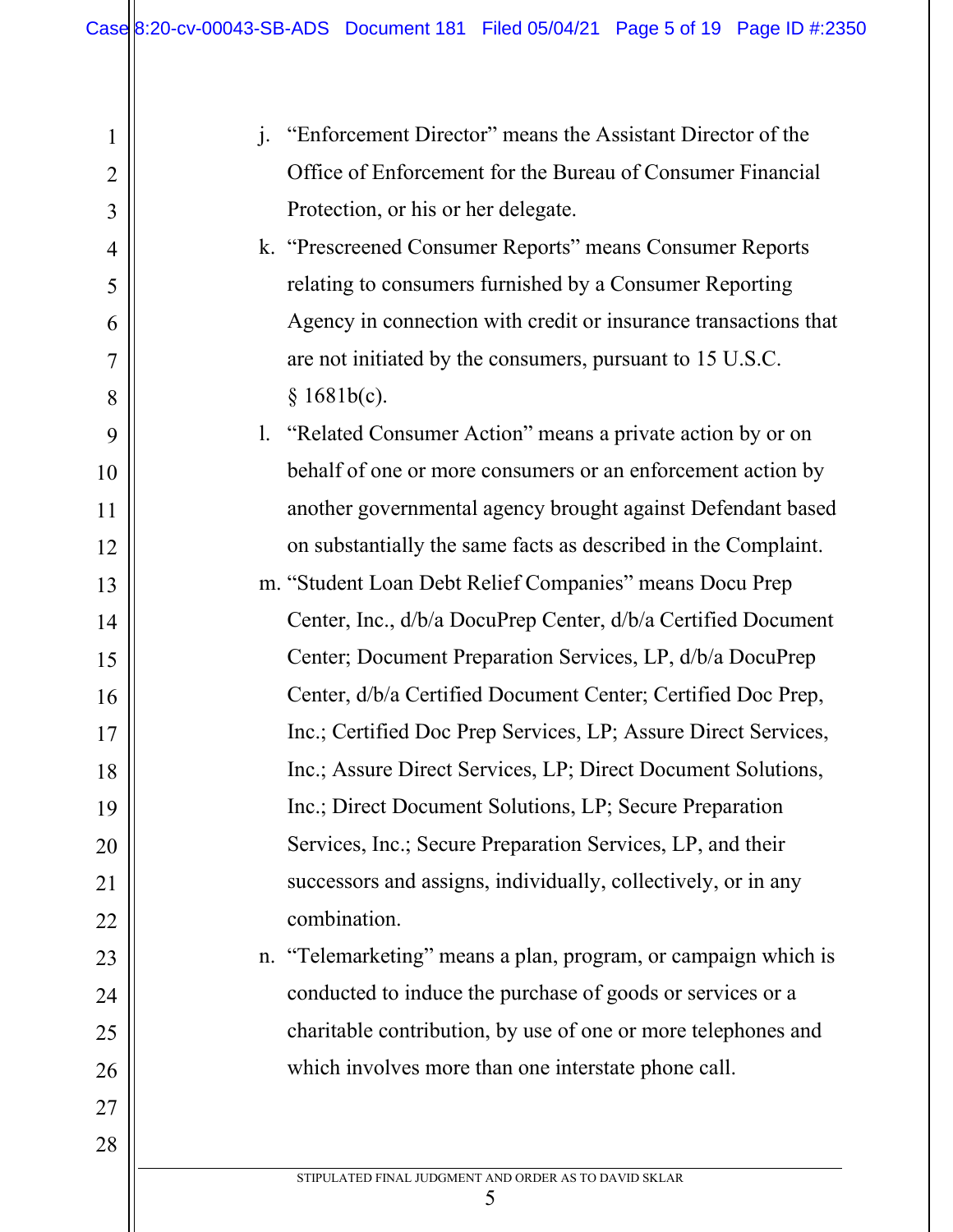j. "Enforcement Director" means the Assistant Director of the Office of Enforcement for the Bureau of Consumer Financial Protection, or his or her delegate.

k. "Prescreened Consumer Reports" means Consumer Reports relating to consumers furnished by a Consumer Reporting Agency in connection with credit or insurance transactions that are not initiated by the consumers, pursuant to 15 U.S.C. § 1681b(c).

l. "Related Consumer Action" means a private action by or on behalf of one or more consumers or an enforcement action by another governmental agency brought against Defendant based on substantially the same facts as described in the Complaint.

m. "Student Loan Debt Relief Companies" means Docu Prep Center, Inc., d/b/a DocuPrep Center, d/b/a Certified Document Center; Document Preparation Services, LP, d/b/a DocuPrep Center, d/b/a Certified Document Center; Certified Doc Prep, Inc.; Certified Doc Prep Services, LP; Assure Direct Services, Inc.; Assure Direct Services, LP; Direct Document Solutions, Inc.; Direct Document Solutions, LP; Secure Preparation Services, Inc.; Secure Preparation Services, LP, and their successors and assigns, individually, collectively, or in any combination.

n. "Telemarketing" means a plan, program, or campaign which is conducted to induce the purchase of goods or services or a charitable contribution, by use of one or more telephones and which involves more than one interstate phone call.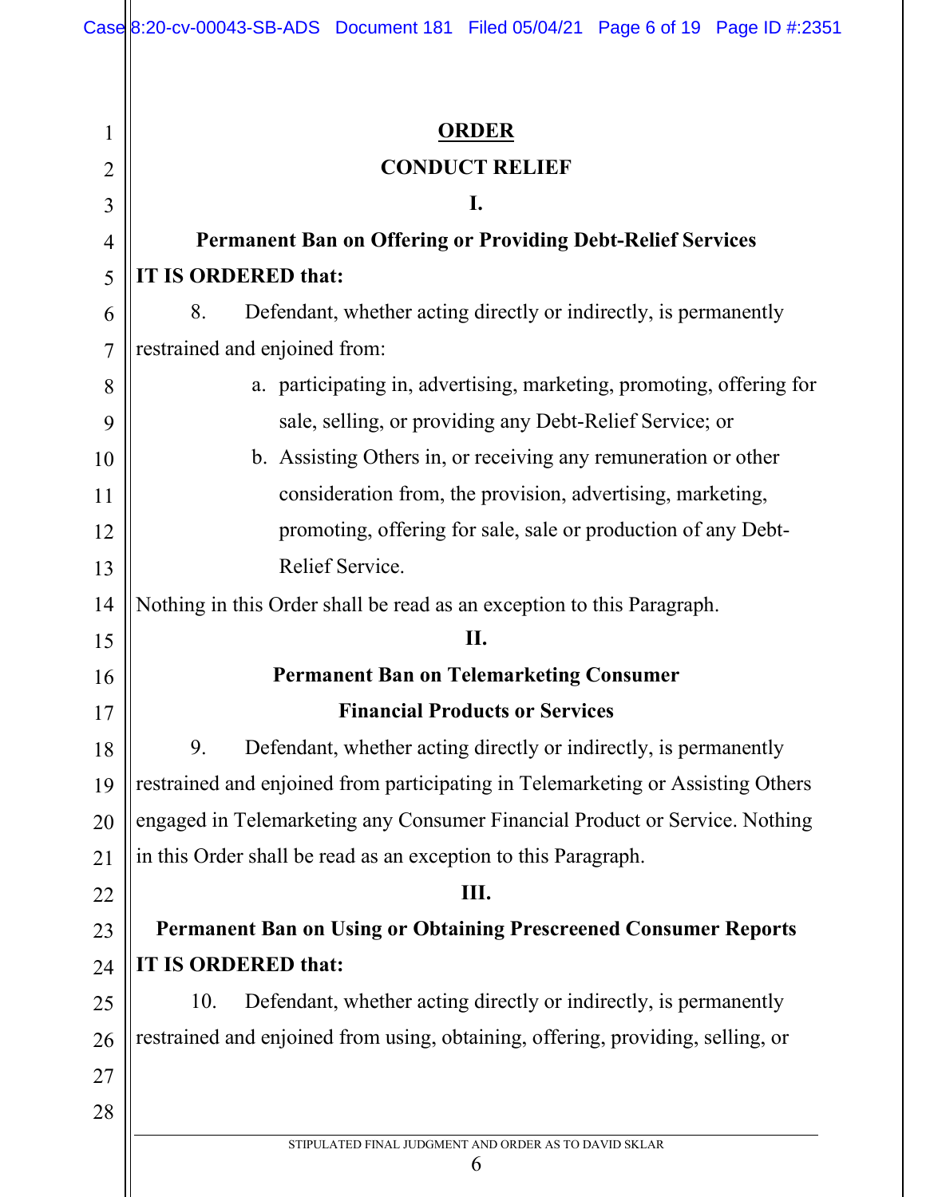# ORDER

## CONDUCT RELIEF

### I.

### Permanent Ban on Offering or Providing Debt-Relief Services

**IT IS ORDERED that:**

8. Defendant, whether acting directly or indirectly, is permanently restrained and enjoined from:

   a. participating in, advertising, marketing, promoting, offering for sale, selling, or providing any Debt-Relief Service; or

   b. Assisting Others in, or receiving any remuneration or other consideration from, the provision, advertising, marketing, promoting, offering for sale, sale or production of any Debt-Relief Service.

Nothing in this Order shall be read as an exception to this Paragraph.

### II.

### Permanent Ban on Telemarketing Consumer Financial Products or Services

9. Defendant, whether acting directly or indirectly, is permanently restrained and enjoined from participating in Telemarketing or Assisting Others engaged in Telemarketing any Consumer Financial Product or Service. Nothing in this Order shall be read as an exception to this Paragraph.

### III.

### Permanent Ban on Using or Obtaining Prescreened Consumer Reports

**IT IS ORDERED that:**

10. Defendant, whether acting directly or indirectly, is permanently restrained and enjoined from using, obtaining, offering, providing, selling, or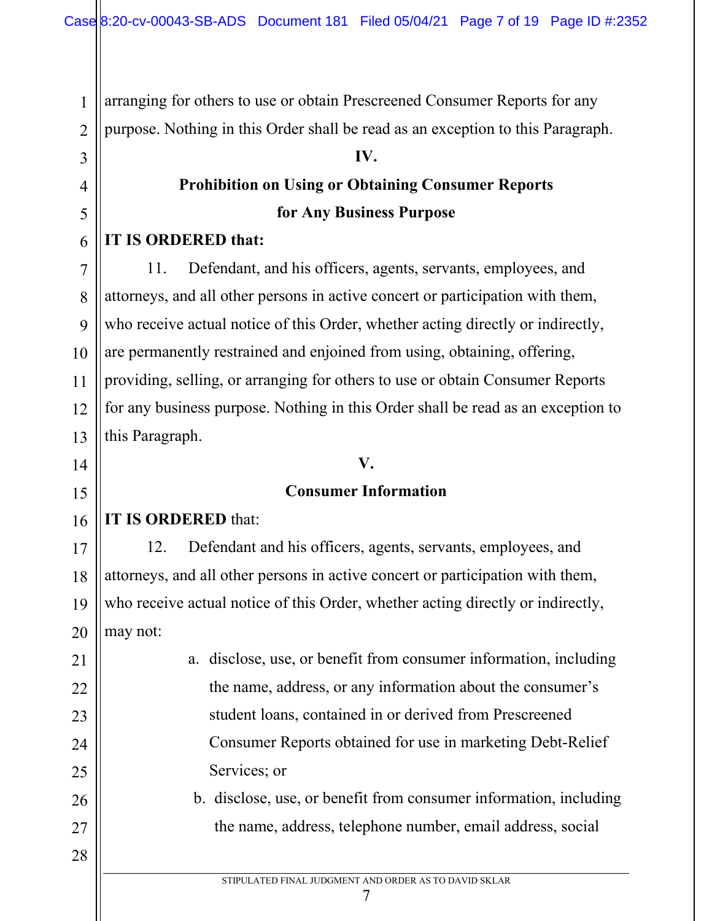arranging for others to use or obtain Prescreened Consumer Reports for any purpose. Nothing in this Order shall be read as an exception to this Paragraph.

## IV.

## Prohibition on Using or Obtaining Consumer Reports for Any Business Purpose

**IT IS ORDERED that:**

11. Defendant, and his officers, agents, servants, employees, and attorneys, and all other persons in active concert or participation with them, who receive actual notice of this Order, whether acting directly or indirectly, are permanently restrained and enjoined from using, obtaining, offering, providing, selling, or arranging for others to use or obtain Consumer Reports for any business purpose. Nothing in this Order shall be read as an exception to this Paragraph.

## V.

## Consumer Information

**IT IS ORDERED** that:

12. Defendant and his officers, agents, servants, employees, and attorneys, and all other persons in active concert or participation with them, who receive actual notice of this Order, whether acting directly or indirectly, may not:

a. disclose, use, or benefit from consumer information, including the name, address, or any information about the consumer's student loans, contained in or derived from Prescreened Consumer Reports obtained for use in marketing Debt-Relief Services; or

b. disclose, use, or benefit from consumer information, including the name, address, telephone number, email address, social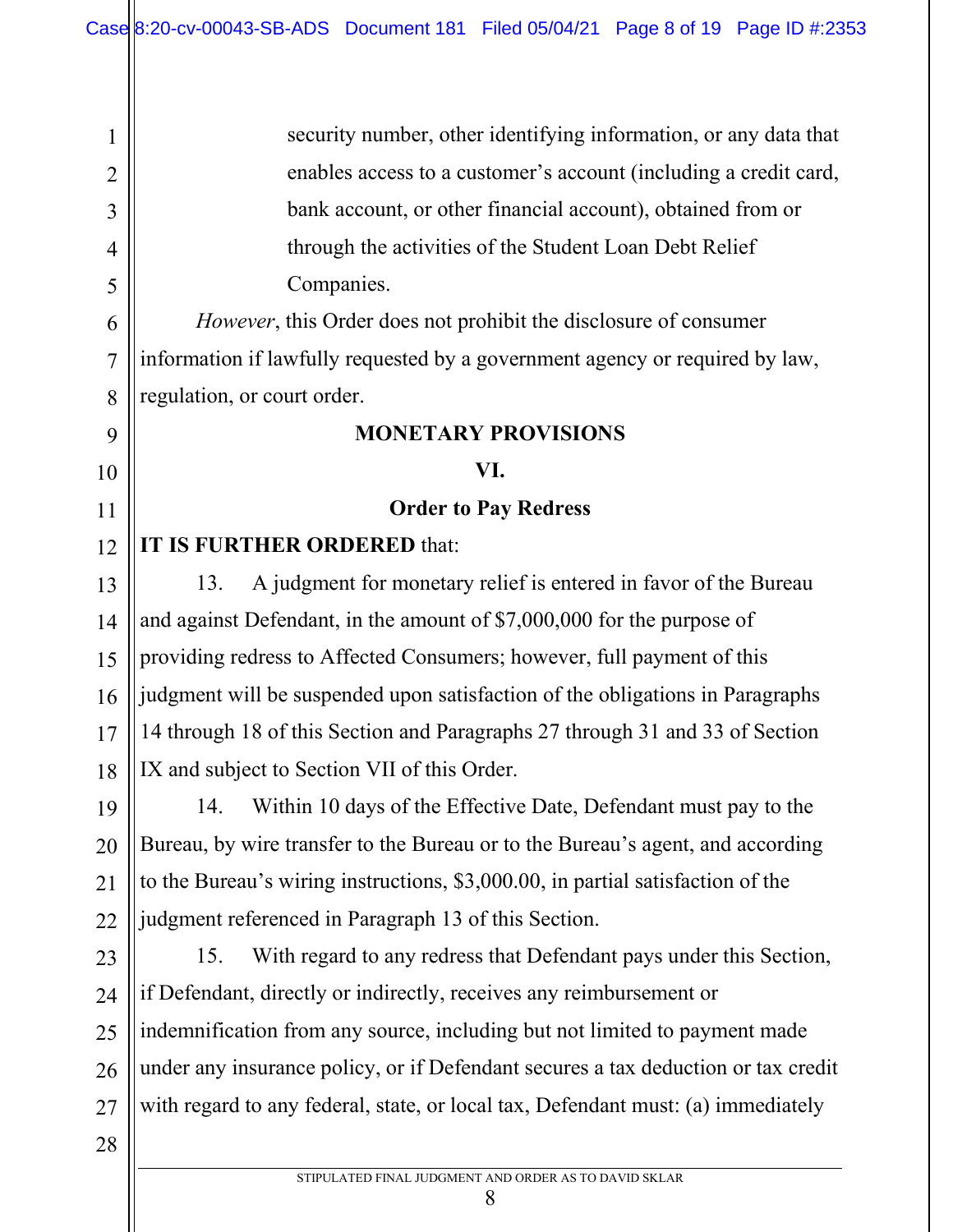security number, other identifying information, or any data that enables access to a customer's account (including a credit card, bank account, or other financial account), obtained from or through the activities of the Student Loan Debt Relief Companies.

*However*, this Order does not prohibit the disclosure of consumer information if lawfully requested by a government agency or required by law, regulation, or court order.

## MONETARY PROVISIONS

### VI.

### Order to Pay Redress

**IT IS FURTHER ORDERED** that:

13. A judgment for monetary relief is entered in favor of the Bureau and against Defendant, in the amount of $7,000,000 for the purpose of providing redress to Affected Consumers; however, full payment of this judgment will be suspended upon satisfaction of the obligations in Paragraphs 14 through 18 of this Section and Paragraphs 27 through 31 and 33 of Section IX and subject to Section VII of this Order.

14. Within 10 days of the Effective Date, Defendant must pay to the Bureau, by wire transfer to the Bureau or to the Bureau's agent, and according to the Bureau's wiring instructions, $3,000.00, in partial satisfaction of the judgment referenced in Paragraph 13 of this Section.

15. With regard to any redress that Defendant pays under this Section, if Defendant, directly or indirectly, receives any reimbursement or indemnification from any source, including but not limited to payment made under any insurance policy, or if Defendant secures a tax deduction or tax credit with regard to any federal, state, or local tax, Defendant must: (a) immediately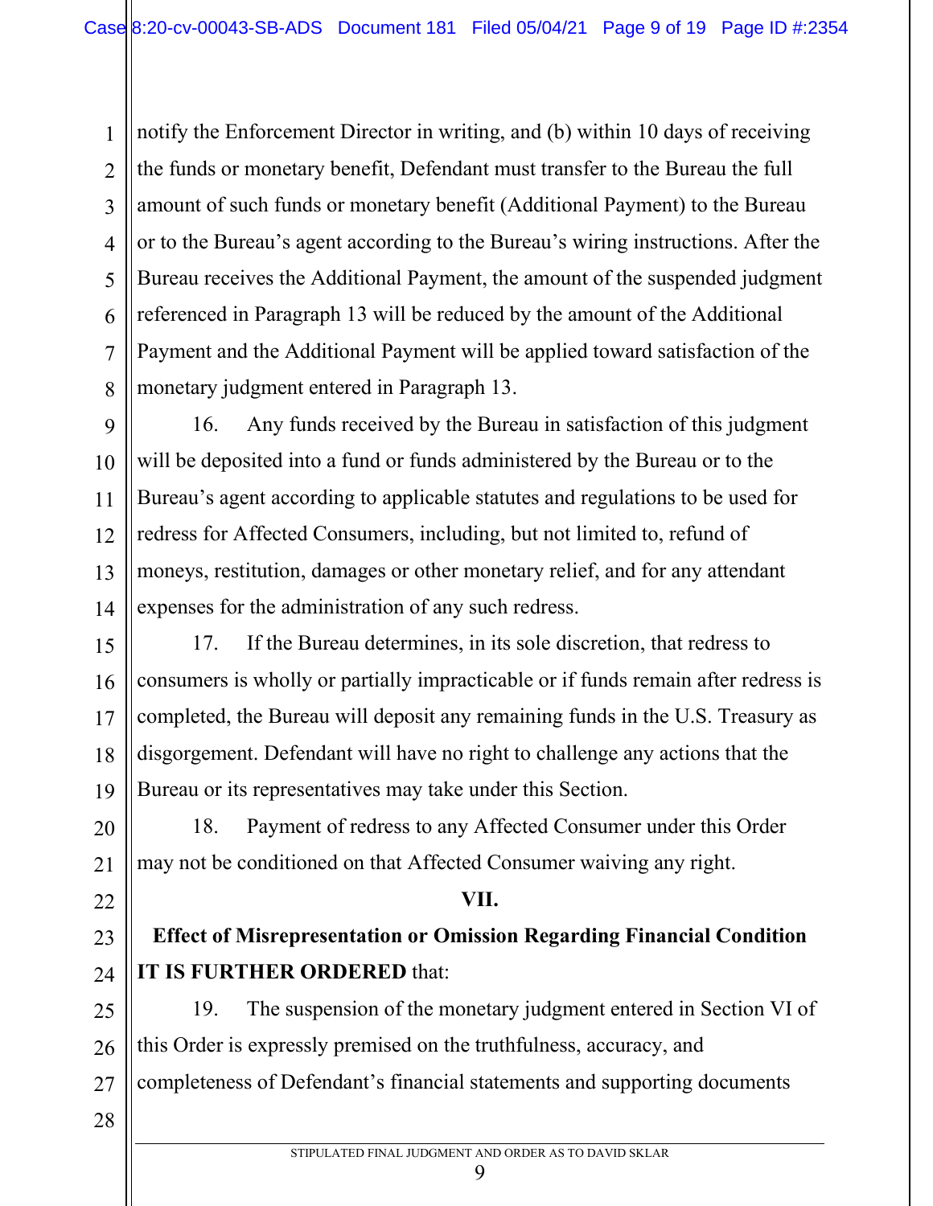notify the Enforcement Director in writing, and (b) within 10 days of receiving the funds or monetary benefit, Defendant must transfer to the Bureau the full amount of such funds or monetary benefit (Additional Payment) to the Bureau or to the Bureau's agent according to the Bureau's wiring instructions. After the Bureau receives the Additional Payment, the amount of the suspended judgment referenced in Paragraph 13 will be reduced by the amount of the Additional Payment and the Additional Payment will be applied toward satisfaction of the monetary judgment entered in Paragraph 13.

16. Any funds received by the Bureau in satisfaction of this judgment will be deposited into a fund or funds administered by the Bureau or to the Bureau's agent according to applicable statutes and regulations to be used for redress for Affected Consumers, including, but not limited to, refund of moneys, restitution, damages or other monetary relief, and for any attendant expenses for the administration of any such redress.

17. If the Bureau determines, in its sole discretion, that redress to consumers is wholly or partially impracticable or if funds remain after redress is completed, the Bureau will deposit any remaining funds in the U.S. Treasury as disgorgement. Defendant will have no right to challenge any actions that the Bureau or its representatives may take under this Section.

18. Payment of redress to any Affected Consumer under this Order may not be conditioned on that Affected Consumer waiving any right.

## VII.

## Effect of Misrepresentation or Omission Regarding Financial Condition

**IT IS FURTHER ORDERED** that:

19. The suspension of the monetary judgment entered in Section VI of this Order is expressly premised on the truthfulness, accuracy, and completeness of Defendant's financial statements and supporting documents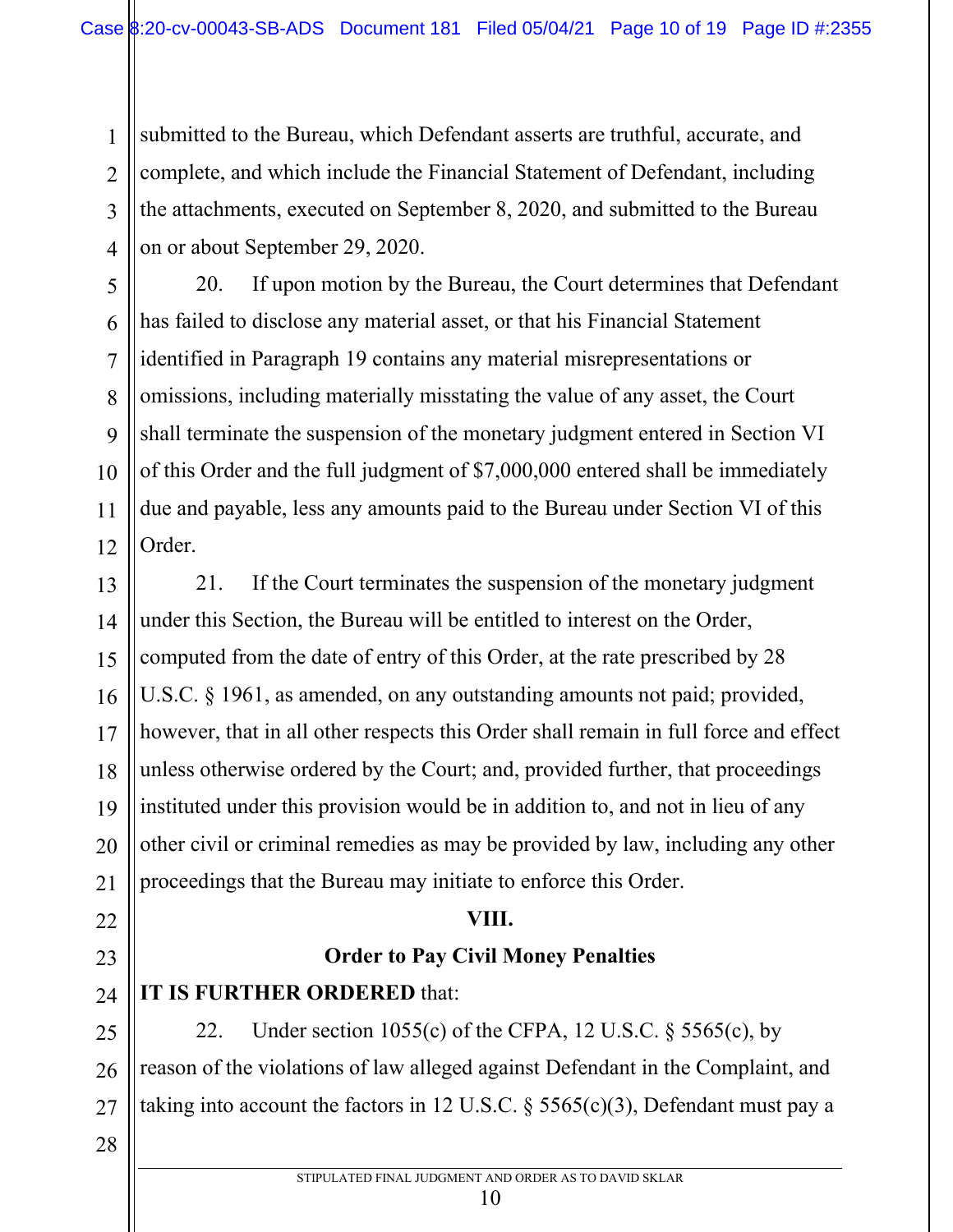submitted to the Bureau, which Defendant asserts are truthful, accurate, and complete, and which include the Financial Statement of Defendant, including the attachments, executed on September 8, 2020, and submitted to the Bureau on or about September 29, 2020.

20. If upon motion by the Bureau, the Court determines that Defendant has failed to disclose any material asset, or that his Financial Statement identified in Paragraph 19 contains any material misrepresentations or omissions, including materially misstating the value of any asset, the Court shall terminate the suspension of the monetary judgment entered in Section VI of this Order and the full judgment of $7,000,000 entered shall be immediately due and payable, less any amounts paid to the Bureau under Section VI of this Order.

21. If the Court terminates the suspension of the monetary judgment under this Section, the Bureau will be entitled to interest on the Order, computed from the date of entry of this Order, at the rate prescribed by 28 U.S.C. § 1961, as amended, on any outstanding amounts not paid; provided, however, that in all other respects this Order shall remain in full force and effect unless otherwise ordered by the Court; and, provided further, that proceedings instituted under this provision would be in addition to, and not in lieu of any other civil or criminal remedies as may be provided by law, including any other proceedings that the Bureau may initiate to enforce this Order.

## VIII.

## Order to Pay Civil Money Penalties

**IT IS FURTHER ORDERED** that:

22. Under section 1055(c) of the CFPA, 12 U.S.C. § 5565(c), by reason of the violations of law alleged against Defendant in the Complaint, and taking into account the factors in 12 U.S.C. § 5565(c)(3), Defendant must pay a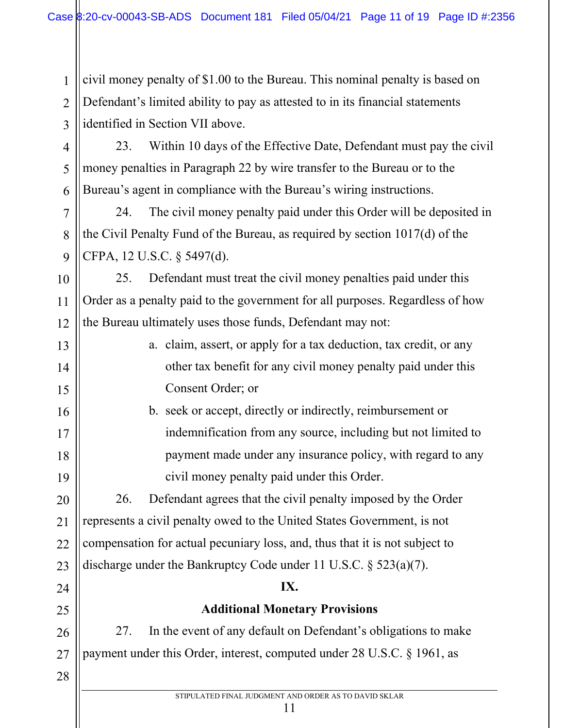civil money penalty of $1.00 to the Bureau. This nominal penalty is based on Defendant's limited ability to pay as attested to in its financial statements identified in Section VII above.

23. Within 10 days of the Effective Date, Defendant must pay the civil money penalties in Paragraph 22 by wire transfer to the Bureau or to the Bureau's agent in compliance with the Bureau's wiring instructions.

24. The civil money penalty paid under this Order will be deposited in the Civil Penalty Fund of the Bureau, as required by section 1017(d) of the CFPA, 12 U.S.C. § 5497(d).

25. Defendant must treat the civil money penalties paid under this Order as a penalty paid to the government for all purposes. Regardless of how the Bureau ultimately uses those funds, Defendant may not:

a. claim, assert, or apply for a tax deduction, tax credit, or any other tax benefit for any civil money penalty paid under this Consent Order; or

b. seek or accept, directly or indirectly, reimbursement or indemnification from any source, including but not limited to payment made under any insurance policy, with regard to any civil money penalty paid under this Order.

26. Defendant agrees that the civil penalty imposed by the Order represents a civil penalty owed to the United States Government, is not compensation for actual pecuniary loss, and, thus that it is not subject to discharge under the Bankruptcy Code under 11 U.S.C. § 523(a)(7).

## IX.

## Additional Monetary Provisions

27. In the event of any default on Defendant's obligations to make payment under this Order, interest, computed under 28 U.S.C. § 1961, as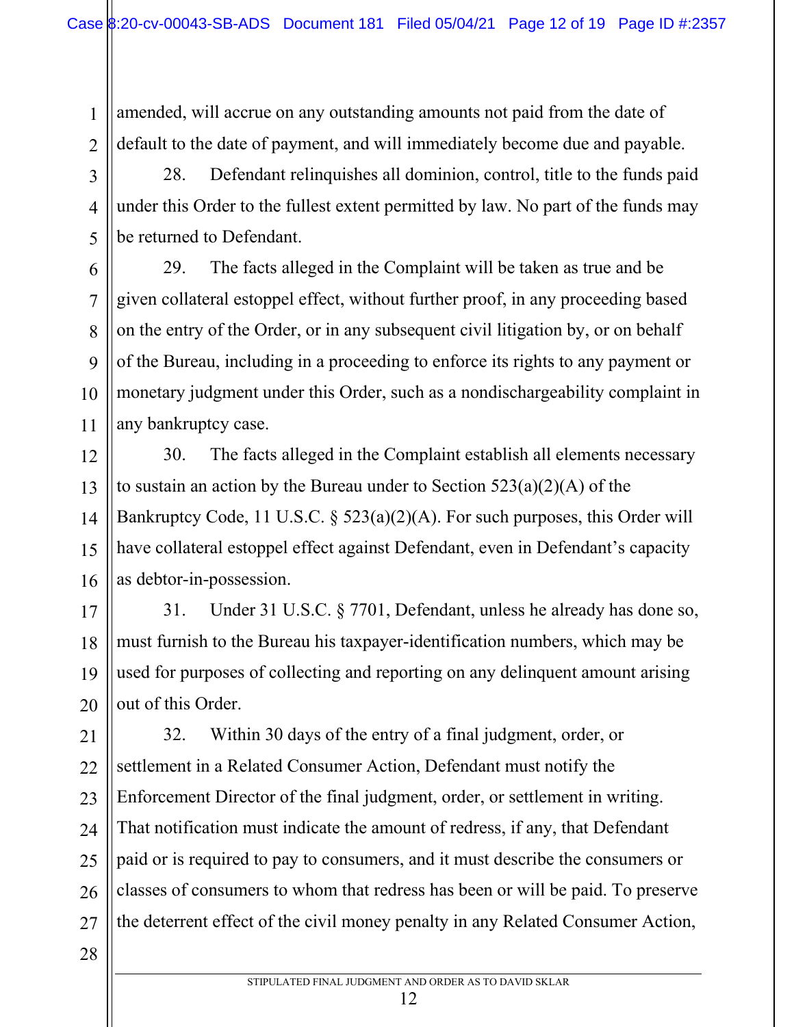amended, will accrue on any outstanding amounts not paid from the date of default to the date of payment, and will immediately become due and payable.

28. Defendant relinquishes all dominion, control, title to the funds paid under this Order to the fullest extent permitted by law. No part of the funds may be returned to Defendant.

29. The facts alleged in the Complaint will be taken as true and be given collateral estoppel effect, without further proof, in any proceeding based on the entry of the Order, or in any subsequent civil litigation by, or on behalf of the Bureau, including in a proceeding to enforce its rights to any payment or monetary judgment under this Order, such as a nondischargeability complaint in any bankruptcy case.

30. The facts alleged in the Complaint establish all elements necessary to sustain an action by the Bureau under to Section 523(a)(2)(A) of the Bankruptcy Code, 11 U.S.C. § 523(a)(2)(A). For such purposes, this Order will have collateral estoppel effect against Defendant, even in Defendant's capacity as debtor-in-possession.

31. Under 31 U.S.C. § 7701, Defendant, unless he already has done so, must furnish to the Bureau his taxpayer-identification numbers, which may be used for purposes of collecting and reporting on any delinquent amount arising out of this Order.

32. Within 30 days of the entry of a final judgment, order, or settlement in a Related Consumer Action, Defendant must notify the Enforcement Director of the final judgment, order, or settlement in writing. That notification must indicate the amount of redress, if any, that Defendant paid or is required to pay to consumers, and it must describe the consumers or classes of consumers to whom that redress has been or will be paid. To preserve the deterrent effect of the civil money penalty in any Related Consumer Action,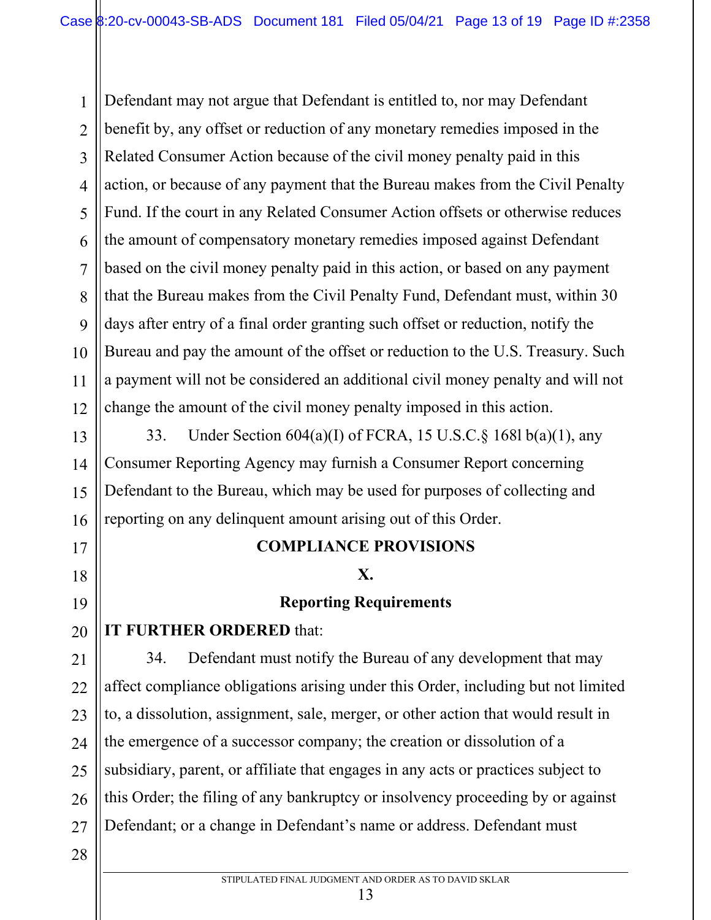Defendant may not argue that Defendant is entitled to, nor may Defendant benefit by, any offset or reduction of any monetary remedies imposed in the Related Consumer Action because of the civil money penalty paid in this action, or because of any payment that the Bureau makes from the Civil Penalty Fund. If the court in any Related Consumer Action offsets or otherwise reduces the amount of compensatory monetary remedies imposed against Defendant based on the civil money penalty paid in this action, or based on any payment that the Bureau makes from the Civil Penalty Fund, Defendant must, within 30 days after entry of a final order granting such offset or reduction, notify the Bureau and pay the amount of the offset or reduction to the U.S. Treasury. Such a payment will not be considered an additional civil money penalty and will not change the amount of the civil money penalty imposed in this action.

33. Under Section 604(a)(I) of FCRA, 15 U.S.C.§ 168l b(a)(1), any Consumer Reporting Agency may furnish a Consumer Report concerning Defendant to the Bureau, which may be used for purposes of collecting and reporting on any delinquent amount arising out of this Order.

## COMPLIANCE PROVISIONS

## X.

## Reporting Requirements

**IT FURTHER ORDERED** that:

34. Defendant must notify the Bureau of any development that may affect compliance obligations arising under this Order, including but not limited to, a dissolution, assignment, sale, merger, or other action that would result in the emergence of a successor company; the creation or dissolution of a subsidiary, parent, or affiliate that engages in any acts or practices subject to this Order; the filing of any bankruptcy or insolvency proceeding by or against Defendant; or a change in Defendant's name or address. Defendant must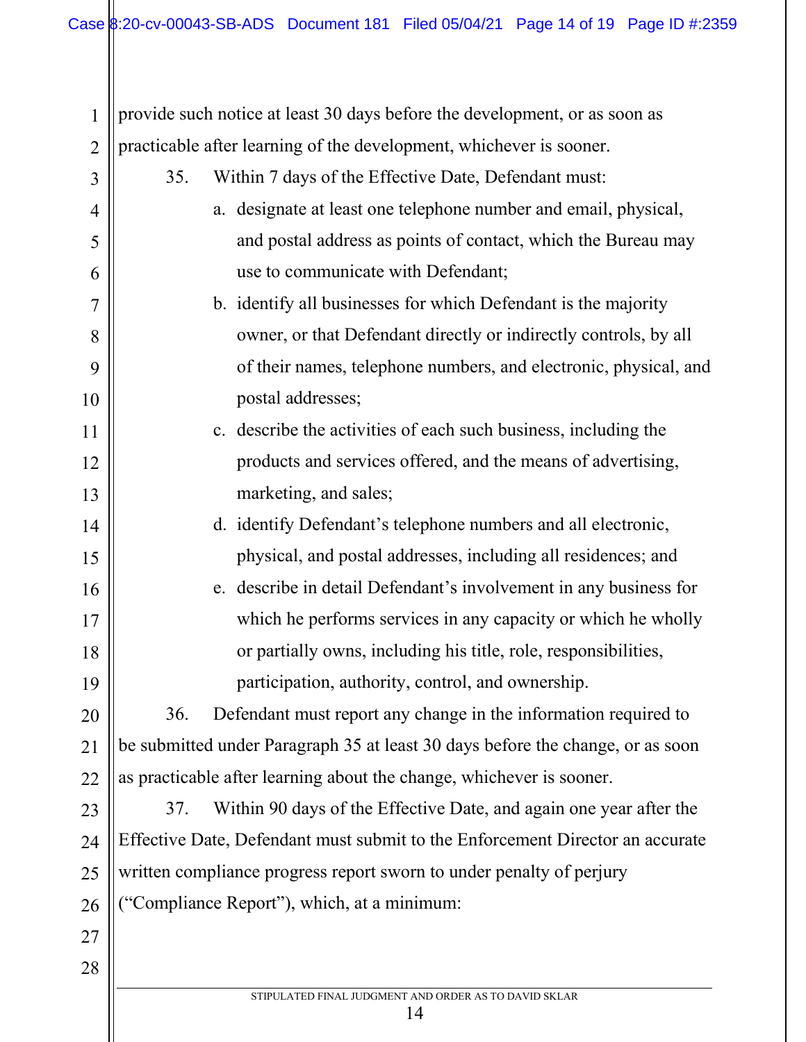provide such notice at least 30 days before the development, or as soon as practicable after learning of the development, whichever is sooner.

35. Within 7 days of the Effective Date, Defendant must:

a. designate at least one telephone number and email, physical, and postal address as points of contact, which the Bureau may use to communicate with Defendant;

b. identify all businesses for which Defendant is the majority owner, or that Defendant directly or indirectly controls, by all of their names, telephone numbers, and electronic, physical, and postal addresses;

c. describe the activities of each such business, including the products and services offered, and the means of advertising, marketing, and sales;

d. identify Defendant's telephone numbers and all electronic, physical, and postal addresses, including all residences; and

e. describe in detail Defendant's involvement in any business for which he performs services in any capacity or which he wholly or partially owns, including his title, role, responsibilities, participation, authority, control, and ownership.

36. Defendant must report any change in the information required to be submitted under Paragraph 35 at least 30 days before the change, or as soon as practicable after learning about the change, whichever is sooner.

37. Within 90 days of the Effective Date, and again one year after the Effective Date, Defendant must submit to the Enforcement Director an accurate written compliance progress report sworn to under penalty of perjury ("Compliance Report"), which, at a minimum: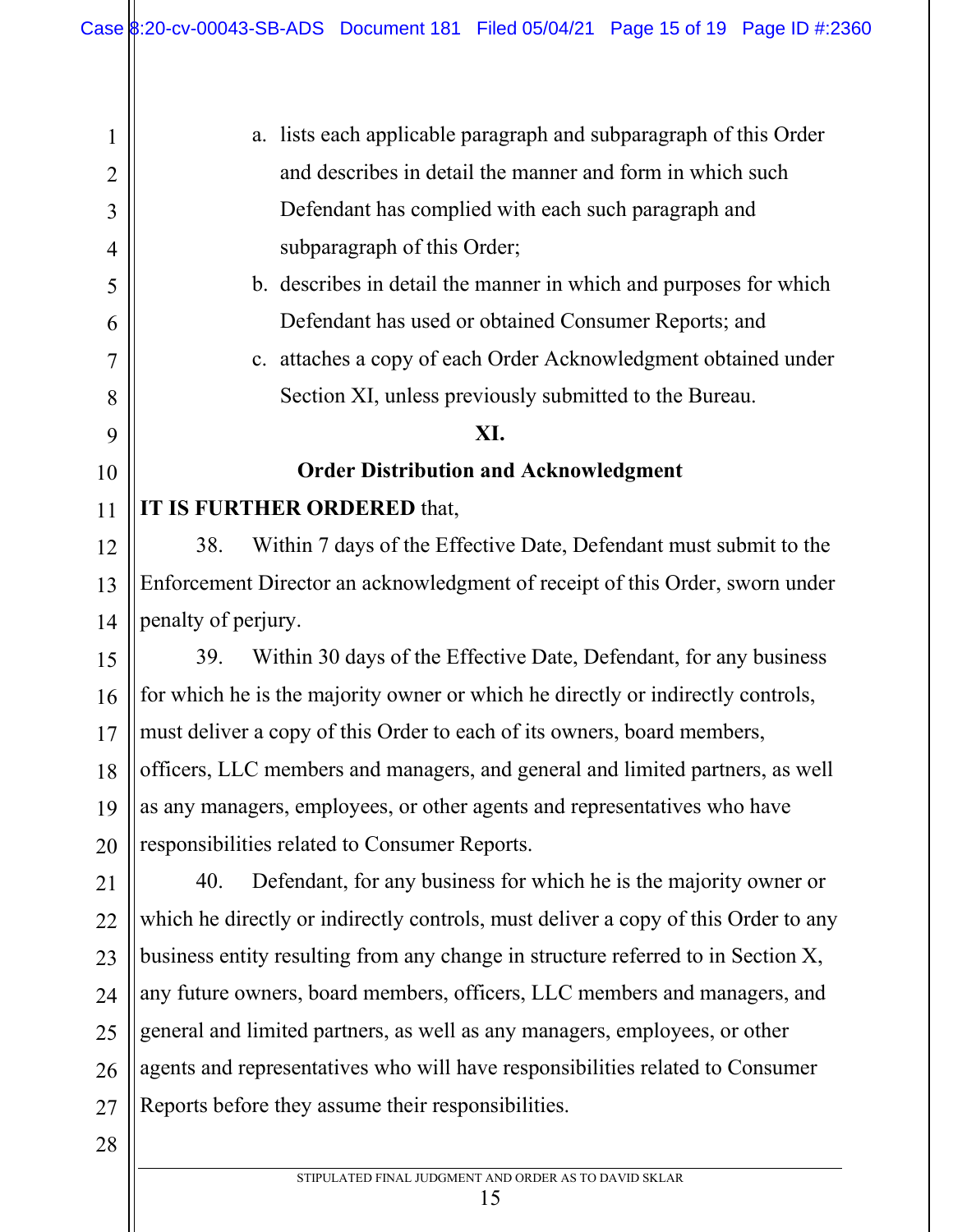a. lists each applicable paragraph and subparagraph of this Order and describes in detail the manner and form in which such Defendant has complied with each such paragraph and subparagraph of this Order;

b. describes in detail the manner in which and purposes for which Defendant has used or obtained Consumer Reports; and

c. attaches a copy of each Order Acknowledgment obtained under Section XI, unless previously submitted to the Bureau.

**XI.**

**Order Distribution and Acknowledgment**

**IT IS FURTHER ORDERED** that,

38. Within 7 days of the Effective Date, Defendant must submit to the Enforcement Director an acknowledgment of receipt of this Order, sworn under penalty of perjury.

39. Within 30 days of the Effective Date, Defendant, for any business for which he is the majority owner or which he directly or indirectly controls, must deliver a copy of this Order to each of its owners, board members, officers, LLC members and managers, and general and limited partners, as well as any managers, employees, or other agents and representatives who have responsibilities related to Consumer Reports.

40. Defendant, for any business for which he is the majority owner or which he directly or indirectly controls, must deliver a copy of this Order to any business entity resulting from any change in structure referred to in Section X, any future owners, board members, officers, LLC members and managers, and general and limited partners, as well as any managers, employees, or other agents and representatives who will have responsibilities related to Consumer Reports before they assume their responsibilities.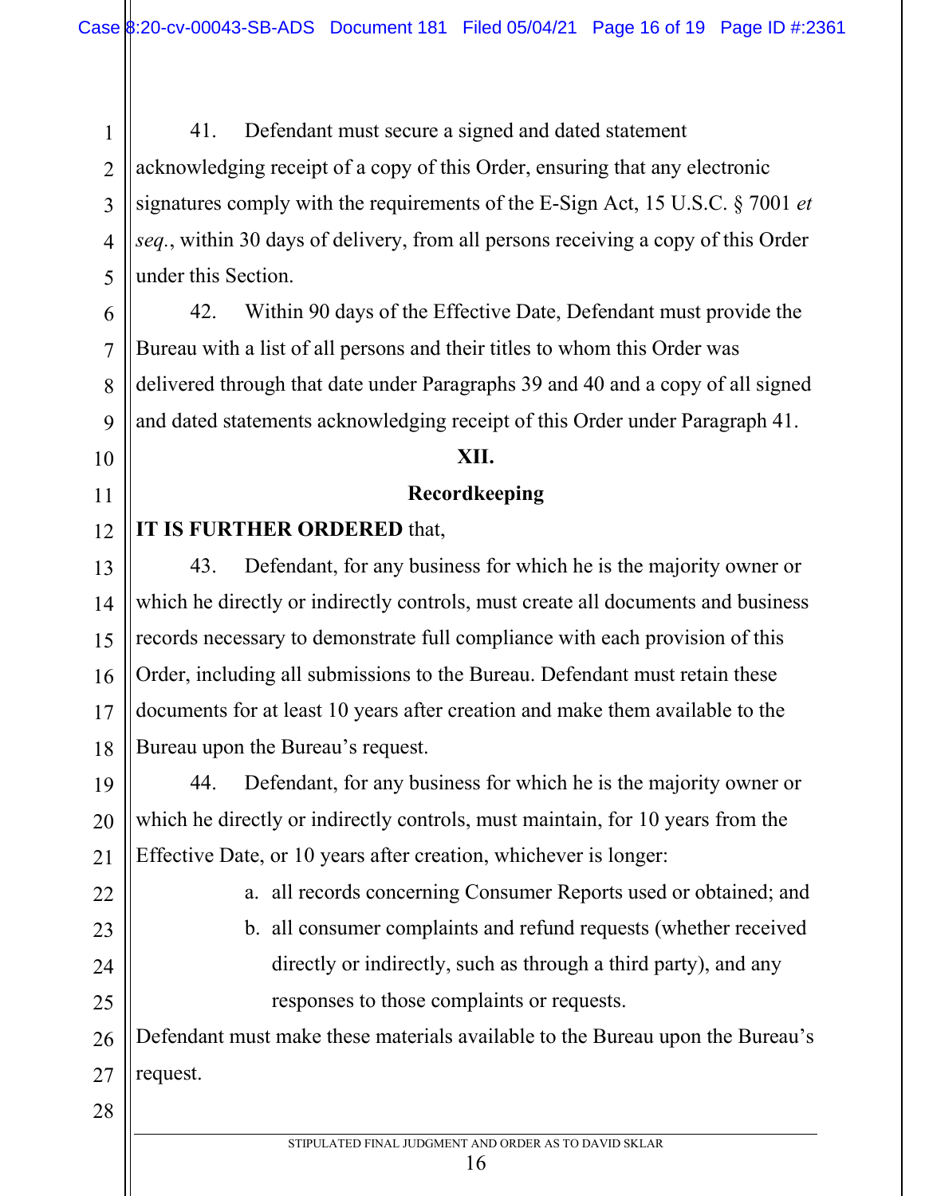41. Defendant must secure a signed and dated statement acknowledging receipt of a copy of this Order, ensuring that any electronic signatures comply with the requirements of the E-Sign Act, 15 U.S.C. § 7001 *et seq.*, within 30 days of delivery, from all persons receiving a copy of this Order under this Section.

42. Within 90 days of the Effective Date, Defendant must provide the Bureau with a list of all persons and their titles to whom this Order was delivered through that date under Paragraphs 39 and 40 and a copy of all signed and dated statements acknowledging receipt of this Order under Paragraph 41.

## XII.

## Recordkeeping

**IT IS FURTHER ORDERED** that,

43. Defendant, for any business for which he is the majority owner or which he directly or indirectly controls, must create all documents and business records necessary to demonstrate full compliance with each provision of this Order, including all submissions to the Bureau. Defendant must retain these documents for at least 10 years after creation and make them available to the Bureau upon the Bureau's request.

44. Defendant, for any business for which he is the majority owner or which he directly or indirectly controls, must maintain, for 10 years from the Effective Date, or 10 years after creation, whichever is longer:

a. all records concerning Consumer Reports used or obtained; and

b. all consumer complaints and refund requests (whether received directly or indirectly, such as through a third party), and any responses to those complaints or requests.

Defendant must make these materials available to the Bureau upon the Bureau's request.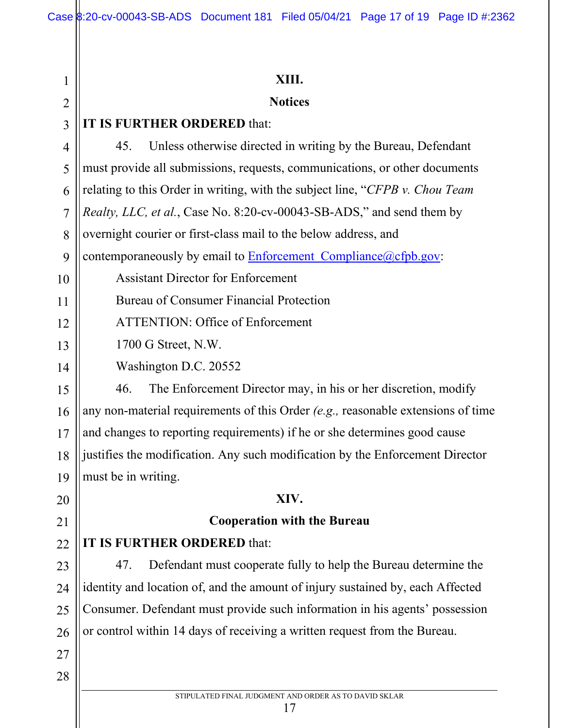## XIII.

## Notices

**IT IS FURTHER ORDERED** that:

45. Unless otherwise directed in writing by the Bureau, Defendant must provide all submissions, requests, communications, or other documents relating to this Order in writing, with the subject line, "*CFPB v. Chou Team Realty, LLC, et al.*, Case No. 8:20-cv-00043-SB-ADS," and send them by overnight courier or first-class mail to the below address, and contemporaneously by email to Enforcement_Compliance@cfpb.gov:

Assistant Director for Enforcement
Bureau of Consumer Financial Protection
ATTENTION: Office of Enforcement
1700 G Street, N.W.
Washington D.C. 20552

46. The Enforcement Director may, in his or her discretion, modify any non-material requirements of this Order *(e.g.,* reasonable extensions of time and changes to reporting requirements) if he or she determines good cause justifies the modification. Any such modification by the Enforcement Director must be in writing.

## XIV.

## Cooperation with the Bureau

**IT IS FURTHER ORDERED** that:

47. Defendant must cooperate fully to help the Bureau determine the identity and location of, and the amount of injury sustained by, each Affected Consumer. Defendant must provide such information in his agents' possession or control within 14 days of receiving a written request from the Bureau.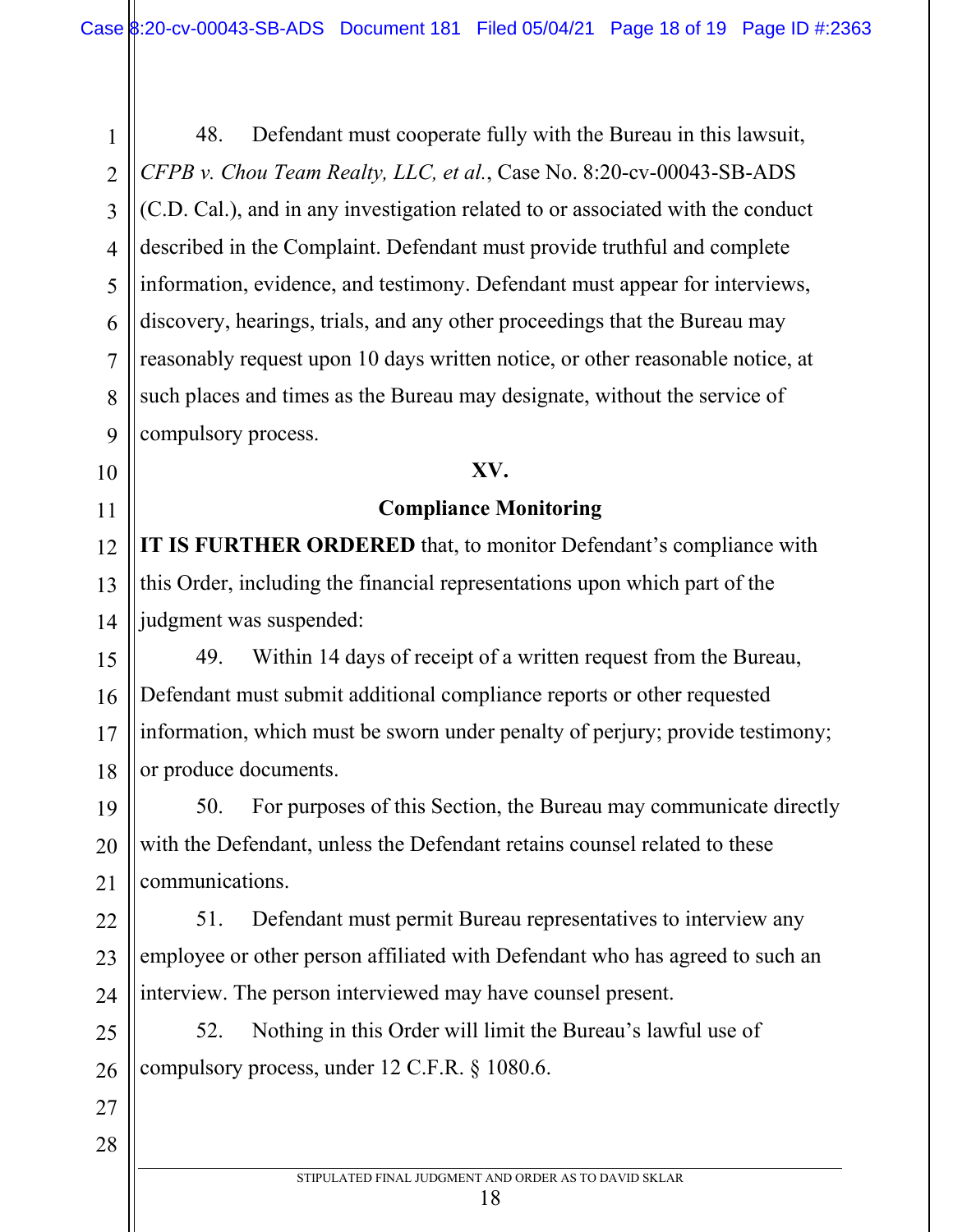48. Defendant must cooperate fully with the Bureau in this lawsuit, *CFPB v. Chou Team Realty, LLC, et al.*, Case No. 8:20-cv-00043-SB-ADS (C.D. Cal.), and in any investigation related to or associated with the conduct described in the Complaint. Defendant must provide truthful and complete information, evidence, and testimony. Defendant must appear for interviews, discovery, hearings, trials, and any other proceedings that the Bureau may reasonably request upon 10 days written notice, or other reasonable notice, at such places and times as the Bureau may designate, without the service of compulsory process.

## XV.

## Compliance Monitoring

**IT IS FURTHER ORDERED** that, to monitor Defendant's compliance with this Order, including the financial representations upon which part of the judgment was suspended:

49. Within 14 days of receipt of a written request from the Bureau, Defendant must submit additional compliance reports or other requested information, which must be sworn under penalty of perjury; provide testimony; or produce documents.

50. For purposes of this Section, the Bureau may communicate directly with the Defendant, unless the Defendant retains counsel related to these communications.

51. Defendant must permit Bureau representatives to interview any employee or other person affiliated with Defendant who has agreed to such an interview. The person interviewed may have counsel present.

52. Nothing in this Order will limit the Bureau's lawful use of compulsory process, under 12 C.F.R. § 1080.6.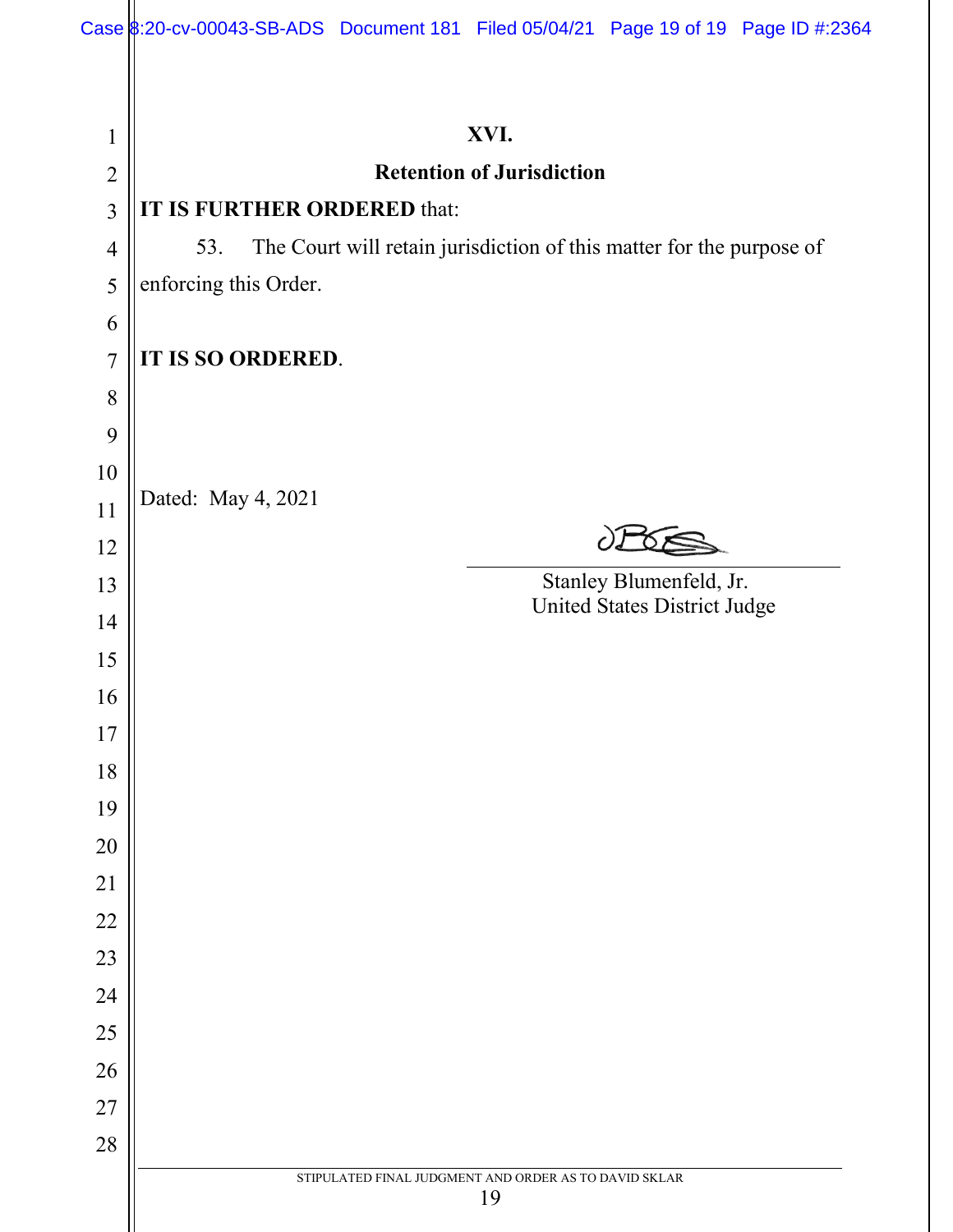## XVI.

## Retention of Jurisdiction

**IT IS FURTHER ORDERED** that:

53. The Court will retain jurisdiction of this matter for the purpose of enforcing this Order.

**IT IS SO ORDERED**.

Dated: May 4, 2021

Stanley Blumenfeld, Jr.
United States District Judge